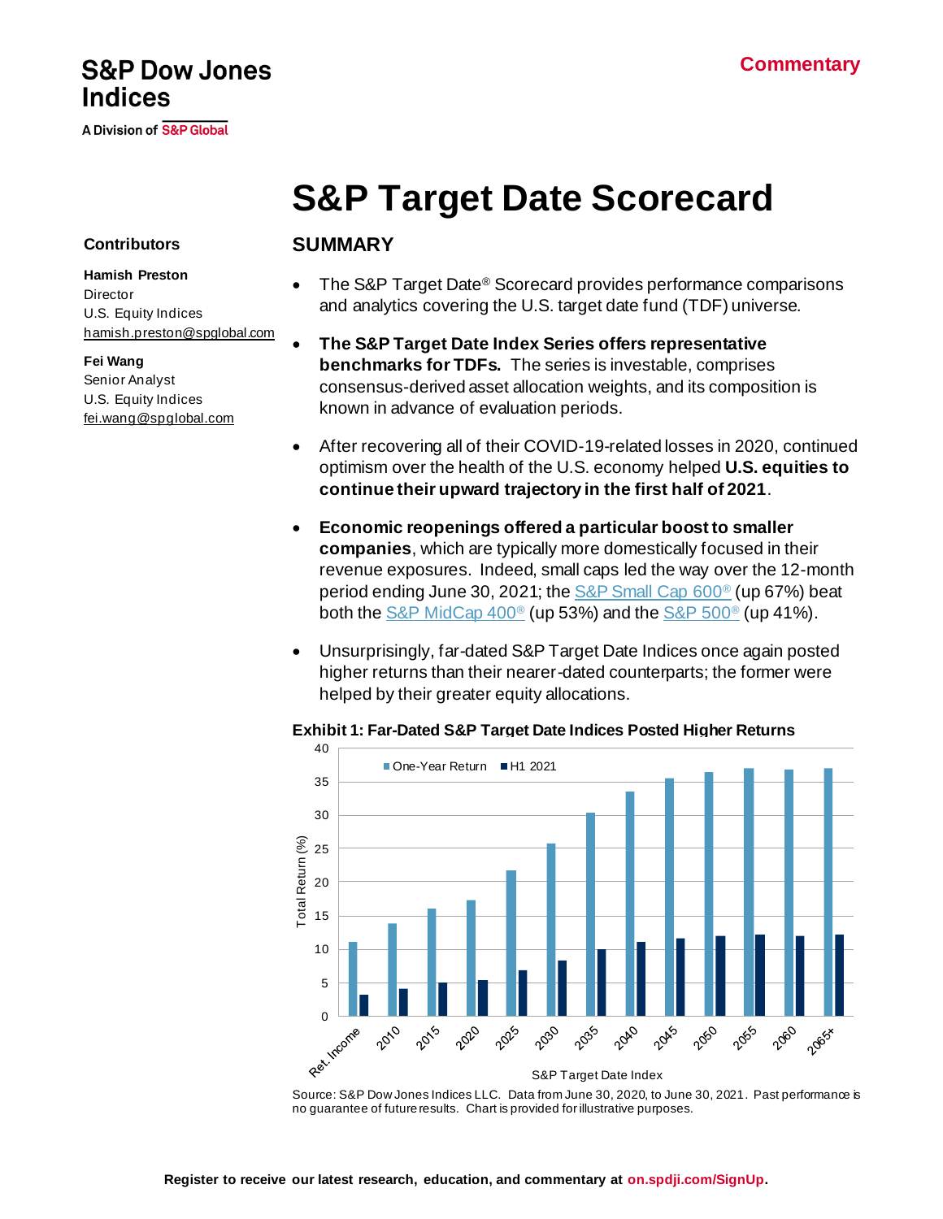S&P Dow Jones Indices

A Division of S&P Global

**Commentary**

# S&P Target Date Scorecard

**Contributors**

**Hamish Preston**
Director
U.S. Equity Indices
hamish.preston@spglobal.com

**Fei Wang**
Senior Analyst
U.S. Equity Indices
fei.wang@spglobal.com

## SUMMARY

- The S&P Target Date® Scorecard provides performance comparisons and analytics covering the U.S. target date fund (TDF) universe.
- **The S&P Target Date Index Series offers representative benchmarks for TDFs.** The series is investable, comprises consensus-derived asset allocation weights, and its composition is known in advance of evaluation periods.
- After recovering all of their COVID-19-related losses in 2020, continued optimism over the health of the U.S. economy helped **U.S. equities to continue their upward trajectory in the first half of 2021**.
- **Economic reopenings offered a particular boost to smaller companies**, which are typically more domestically focused in their revenue exposures. Indeed, small caps led the way over the 12-month period ending June 30, 2021; the S&P Small Cap 600® (up 67%) beat both the S&P MidCap 400® (up 53%) and the S&P 500® (up 41%).
- Unsurprisingly, far-dated S&P Target Date Indices once again posted higher returns than their nearer-dated counterparts; the former were helped by their greater equity allocations.

**Exhibit 1: Far-Dated S&P Target Date Indices Posted Higher Returns**

| S&P Target Date Index | One-Year Return (%) | H1 2021 (%) |
|---|---|---|
| Ret. Income | 11.1 | 3.2 |
| 2010 | 13.9 | 4.2 |
| 2015 | 16.1 | 5.0 |
| 2020 | 17.3 | 5.4 |
| 2025 | 21.8 | 6.9 |
| 2030 | 25.8 | 8.3 |
| 2035 | 30.4 | 10.0 |
| 2040 | 33.6 | 11.1 |
| 2045 | 35.5 | 11.6 |
| 2050 | 36.4 | 12.0 |
| 2055 | 37.0 | 12.2 |
| 2060 | 36.8 | 12.0 |
| 2065+ | 37.0 | 12.2 |

Source: S&P Dow Jones Indices LLC. Data from June 30, 2020, to June 30, 2021. Past performance is no guarantee of future results. Chart is provided for illustrative purposes.

Register to receive our latest research, education, and commentary at **on.spdji.com/SignUp**.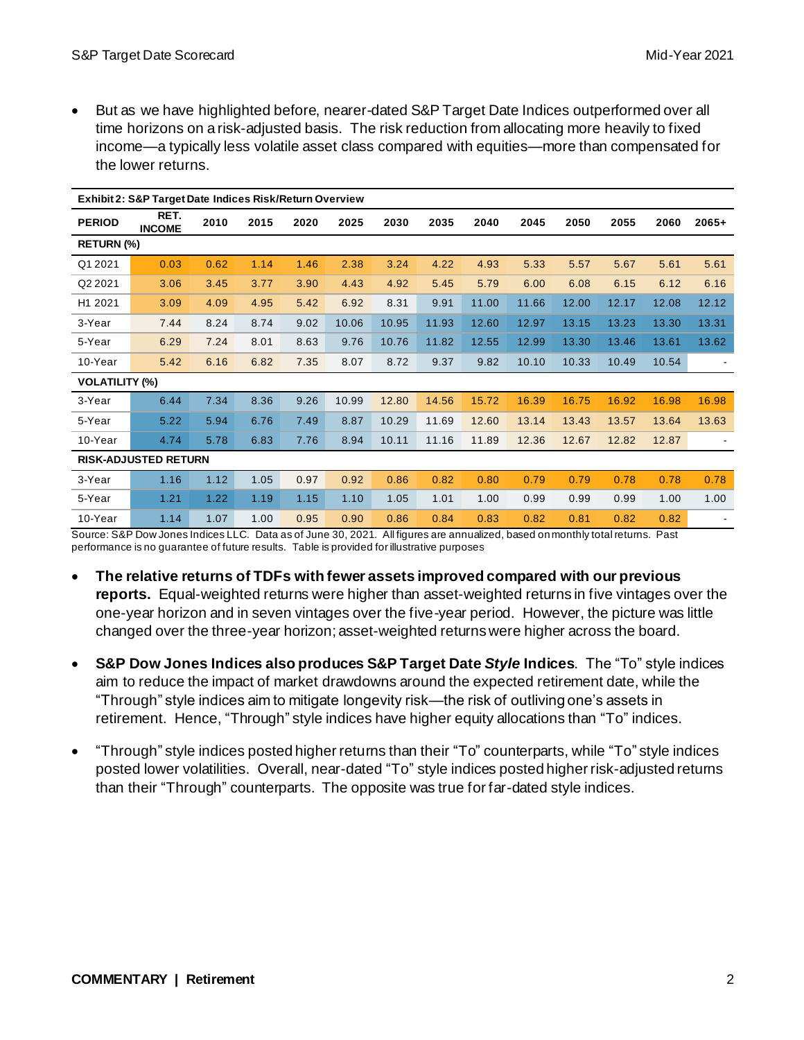- But as we have highlighted before, nearer-dated S&P Target Date Indices outperformed over all time horizons on a risk-adjusted basis. The risk reduction from allocating more heavily to fixed income—a typically less volatile asset class compared with equities—more than compensated for the lower returns.

**Exhibit 2: S&P Target Date Indices Risk/Return Overview**

| PERIOD | RET. INCOME | 2010 | 2015 | 2020 | 2025 | 2030 | 2035 | 2040 | 2045 | 2050 | 2055 | 2060 | 2065+ |
|---|---|---|---|---|---|---|---|---|---|---|---|---|---|
| **RETURN (%)** | | | | | | | | | | | | | |
| Q1 2021 | 0.03 | 0.62 | 1.14 | 1.46 | 2.38 | 3.24 | 4.22 | 4.93 | 5.33 | 5.57 | 5.67 | 5.61 | 5.61 |
| Q2 2021 | 3.06 | 3.45 | 3.77 | 3.90 | 4.43 | 4.92 | 5.45 | 5.79 | 6.00 | 6.08 | 6.15 | 6.12 | 6.16 |
| H1 2021 | 3.09 | 4.09 | 4.95 | 5.42 | 6.92 | 8.31 | 9.91 | 11.00 | 11.66 | 12.00 | 12.17 | 12.08 | 12.12 |
| 3-Year | 7.44 | 8.24 | 8.74 | 9.02 | 10.06 | 10.95 | 11.93 | 12.60 | 12.97 | 13.15 | 13.23 | 13.30 | 13.31 |
| 5-Year | 6.29 | 7.24 | 8.01 | 8.63 | 9.76 | 10.76 | 11.82 | 12.55 | 12.99 | 13.30 | 13.46 | 13.61 | 13.62 |
| 10-Year | 5.42 | 6.16 | 6.82 | 7.35 | 8.07 | 8.72 | 9.37 | 9.82 | 10.10 | 10.33 | 10.49 | 10.54 | - |
| **VOLATILITY (%)** | | | | | | | | | | | | | |
| 3-Year | 6.44 | 7.34 | 8.36 | 9.26 | 10.99 | 12.80 | 14.56 | 15.72 | 16.39 | 16.75 | 16.92 | 16.98 | 16.98 |
| 5-Year | 5.22 | 5.94 | 6.76 | 7.49 | 8.87 | 10.29 | 11.69 | 12.60 | 13.14 | 13.43 | 13.57 | 13.64 | 13.63 |
| 10-Year | 4.74 | 5.78 | 6.83 | 7.76 | 8.94 | 10.11 | 11.16 | 11.89 | 12.36 | 12.67 | 12.82 | 12.87 | - |
| **RISK-ADJUSTED RETURN** | | | | | | | | | | | | | |
| 3-Year | 1.16 | 1.12 | 1.05 | 0.97 | 0.92 | 0.86 | 0.82 | 0.80 | 0.79 | 0.79 | 0.78 | 0.78 | 0.78 |
| 5-Year | 1.21 | 1.22 | 1.19 | 1.15 | 1.10 | 1.05 | 1.01 | 1.00 | 0.99 | 0.99 | 0.99 | 1.00 | 1.00 |
| 10-Year | 1.14 | 1.07 | 1.00 | 0.95 | 0.90 | 0.86 | 0.84 | 0.83 | 0.82 | 0.81 | 0.82 | 0.82 | - |

Source: S&P Dow Jones Indices LLC. Data as of June 30, 2021. All figures are annualized, based on monthly total returns. Past performance is no guarantee of future results. Table is provided for illustrative purposes

- **The relative returns of TDFs with fewer assets improved compared with our previous reports.** Equal-weighted returns were higher than asset-weighted returns in five vintages over the one-year horizon and in seven vintages over the five-year period. However, the picture was little changed over the three-year horizon; asset-weighted returns were higher across the board.

- **S&P Dow Jones Indices also produces S&P Target Date *Style* Indices**. The "To" style indices aim to reduce the impact of market drawdowns around the expected retirement date, while the "Through" style indices aim to mitigate longevity risk—the risk of outliving one's assets in retirement. Hence, "Through" style indices have higher equity allocations than "To" indices.

- "Through" style indices posted higher returns than their "To" counterparts, while "To" style indices posted lower volatilities. Overall, near-dated "To" style indices posted higher risk-adjusted returns than their "Through" counterparts. The opposite was true for far-dated style indices.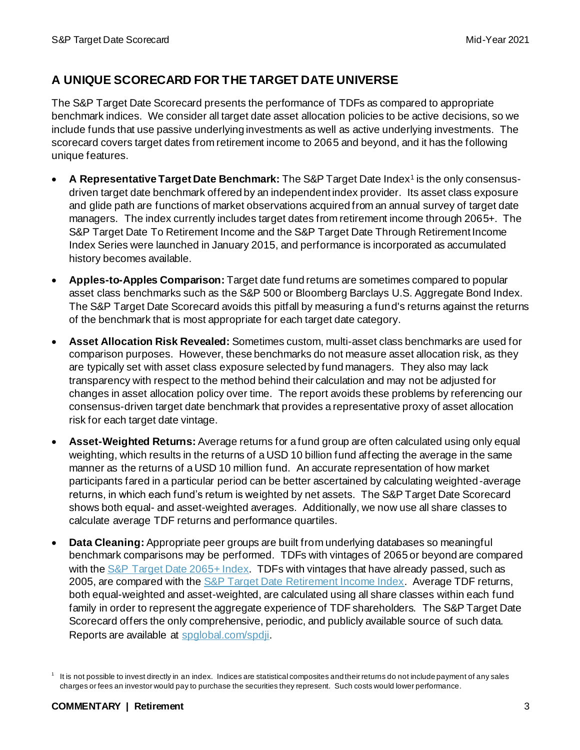## A UNIQUE SCORECARD FOR THE TARGET DATE UNIVERSE

The S&P Target Date Scorecard presents the performance of TDFs as compared to appropriate benchmark indices. We consider all target date asset allocation policies to be active decisions, so we include funds that use passive underlying investments as well as active underlying investments. The scorecard covers target dates from retirement income to 2065 and beyond, and it has the following unique features.

- **A Representative Target Date Benchmark:** The S&P Target Date Index[1] is the only consensus-driven target date benchmark offered by an independent index provider. Its asset class exposure and glide path are functions of market observations acquired from an annual survey of target date managers. The index currently includes target dates from retirement income through 2065+. The S&P Target Date To Retirement Income and the S&P Target Date Through Retirement Income Index Series were launched in January 2015, and performance is incorporated as accumulated history becomes available.
- **Apples-to-Apples Comparison:** Target date fund returns are sometimes compared to popular asset class benchmarks such as the S&P 500 or Bloomberg Barclays U.S. Aggregate Bond Index. The S&P Target Date Scorecard avoids this pitfall by measuring a fund's returns against the returns of the benchmark that is most appropriate for each target date category.
- **Asset Allocation Risk Revealed:** Sometimes custom, multi-asset class benchmarks are used for comparison purposes. However, these benchmarks do not measure asset allocation risk, as they are typically set with asset class exposure selected by fund managers. They also may lack transparency with respect to the method behind their calculation and may not be adjusted for changes in asset allocation policy over time. The report avoids these problems by referencing our consensus-driven target date benchmark that provides a representative proxy of asset allocation risk for each target date vintage.
- **Asset-Weighted Returns:** Average returns for a fund group are often calculated using only equal weighting, which results in the returns of a USD 10 billion fund affecting the average in the same manner as the returns of a USD 10 million fund. An accurate representation of how market participants fared in a particular period can be better ascertained by calculating weighted-average returns, in which each fund's return is weighted by net assets. The S&P Target Date Scorecard shows both equal- and asset-weighted averages. Additionally, we now use all share classes to calculate average TDF returns and performance quartiles.
- **Data Cleaning:** Appropriate peer groups are built from underlying databases so meaningful benchmark comparisons may be performed. TDFs with vintages of 2065 or beyond are compared with the [S&P Target Date 2065+ Index](). TDFs with vintages that have already passed, such as 2005, are compared with the [S&P Target Date Retirement Income Index](). Average TDF returns, both equal-weighted and asset-weighted, are calculated using all share classes within each fund family in order to represent the aggregate experience of TDF shareholders. The S&P Target Date Scorecard offers the only comprehensive, periodic, and publicly available source of such data. Reports are available at [spglobal.com/spdji]().

[1] It is not possible to invest directly in an index. Indices are statistical composites and their returns do not include payment of any sales charges or fees an investor would pay to purchase the securities they represent. Such costs would lower performance.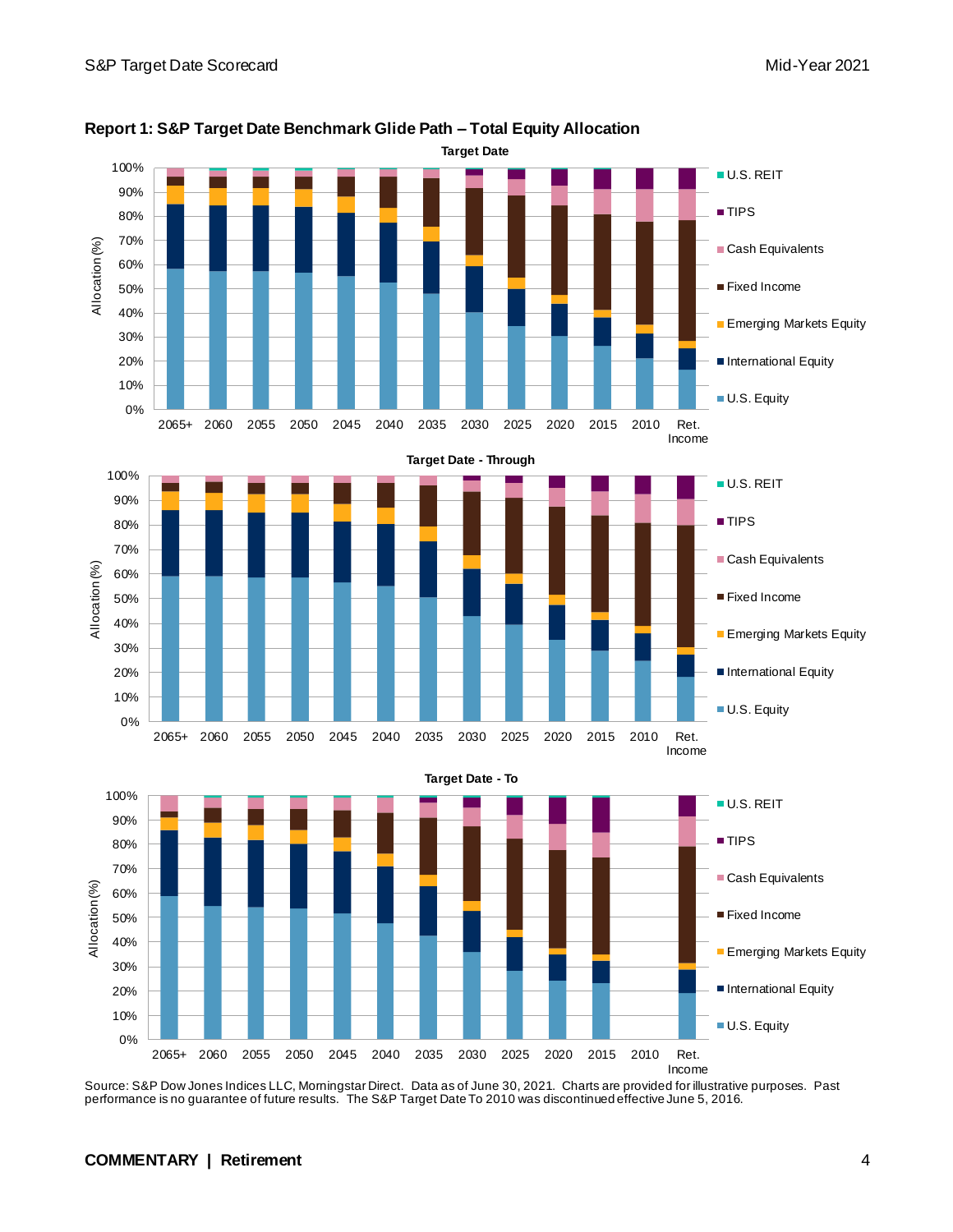## Report 1: S&P Target Date Benchmark Glide Path – Total Equity Allocation

**Target Date**

**Target Date - Through**

**Target Date - To**

Source: S&P Dow Jones Indices LLC, Morningstar Direct. Data as of June 30, 2021. Charts are provided for illustrative purposes. Past performance is no guarantee of future results. The S&P Target Date To 2010 was discontinued effective June 5, 2016.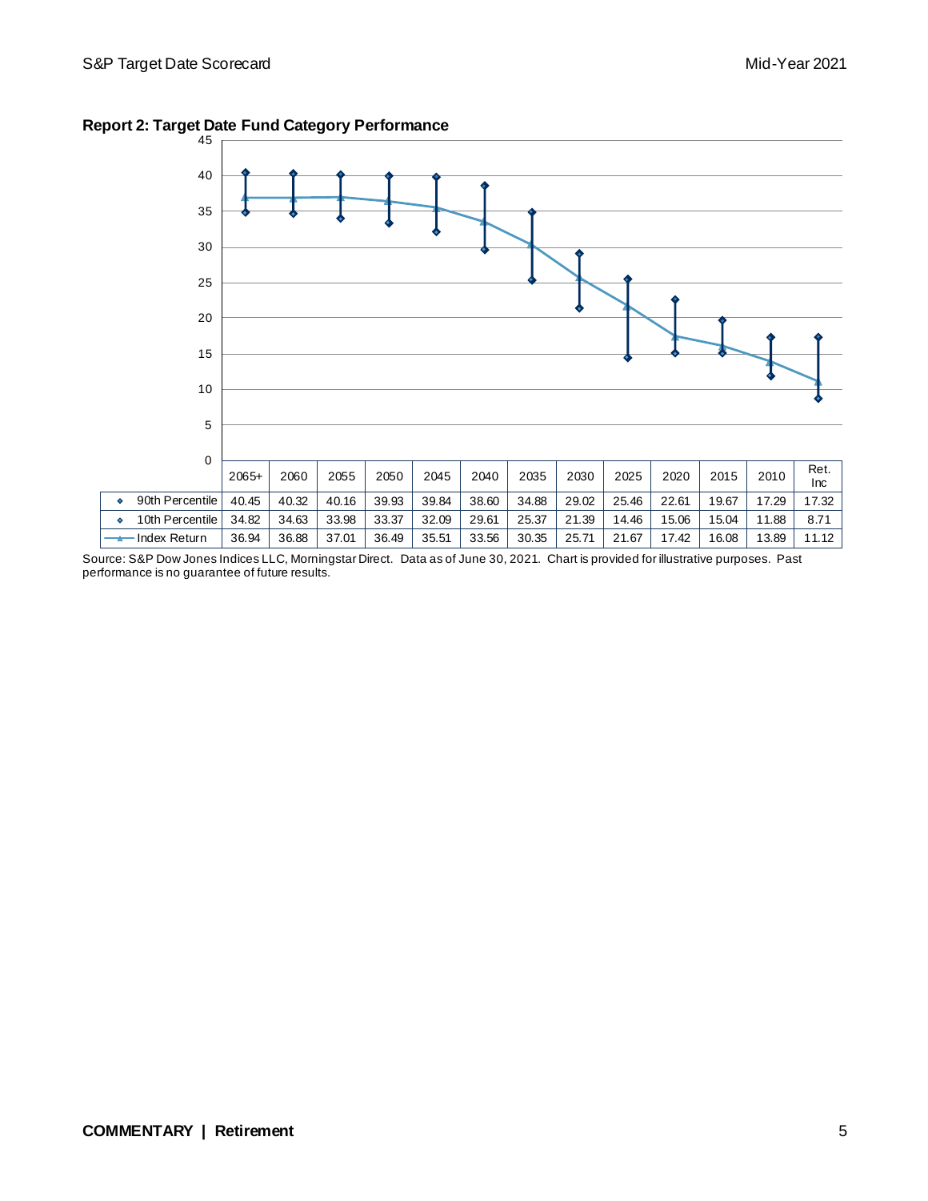**Report 2: Target Date Fund Category Performance**

| | 2065+ | 2060 | 2055 | 2050 | 2045 | 2040 | 2035 | 2030 | 2025 | 2020 | 2015 | 2010 | Ret. Inc |
|---|---|---|---|---|---|---|---|---|---|---|---|---|---|
| 90th Percentile | 40.45 | 40.32 | 40.16 | 39.93 | 39.84 | 38.60 | 34.88 | 29.02 | 25.46 | 22.61 | 19.67 | 17.29 | 17.32 |
| 10th Percentile | 34.82 | 34.63 | 33.98 | 33.37 | 32.09 | 29.61 | 25.37 | 21.39 | 14.46 | 15.06 | 15.04 | 11.88 | 8.71 |
| Index Return | 36.94 | 36.88 | 37.01 | 36.49 | 35.51 | 33.56 | 30.35 | 25.71 | 21.67 | 17.42 | 16.08 | 13.89 | 11.12 |

Source: S&P Dow Jones Indices LLC, Morningstar Direct. Data as of June 30, 2021. Chart is provided for illustrative purposes. Past performance is no guarantee of future results.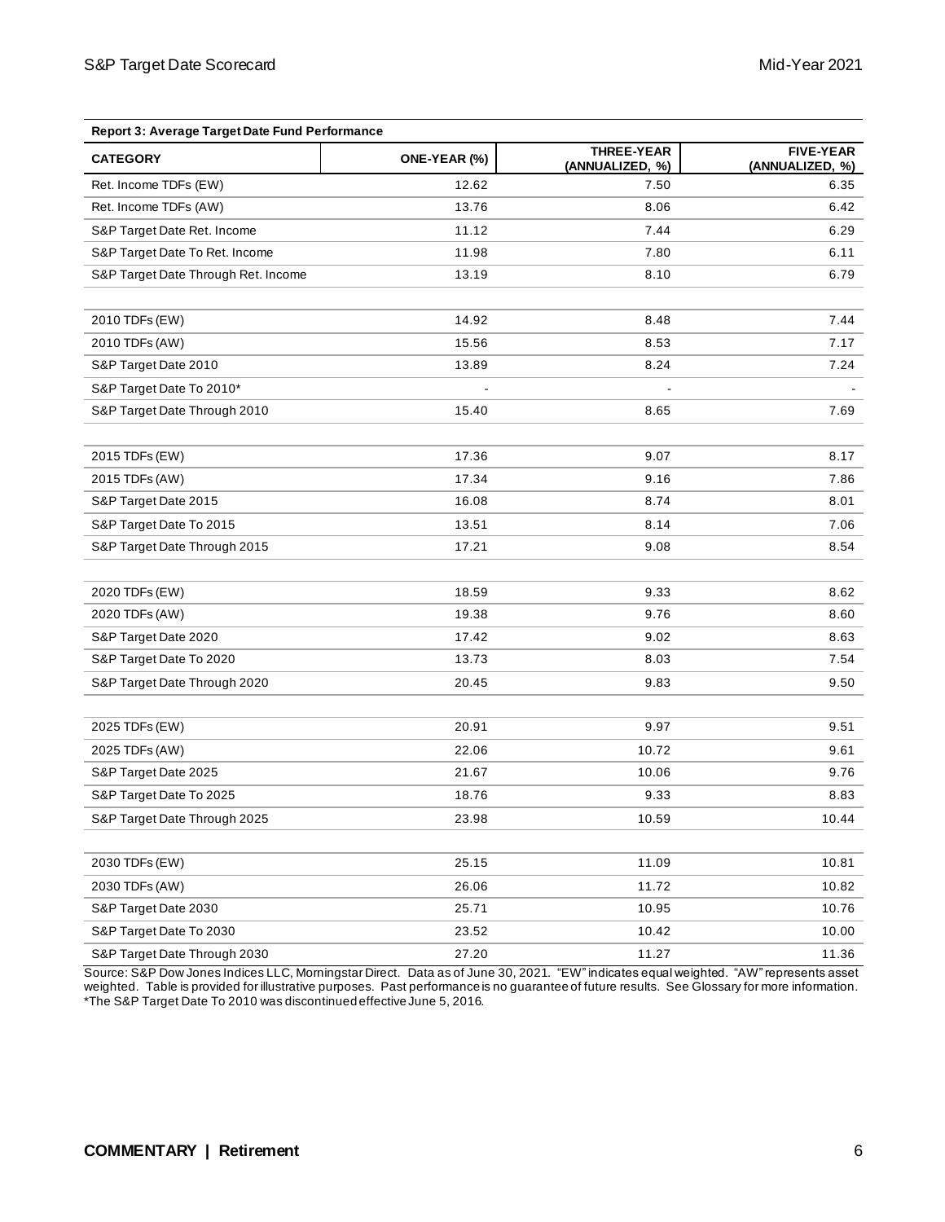**Report 3: Average Target Date Fund Performance**

| CATEGORY | ONE-YEAR (%) | THREE-YEAR (ANNUALIZED, %) | FIVE-YEAR (ANNUALIZED, %) |
|---|---|---|---|
| Ret. Income TDFs (EW) | 12.62 | 7.50 | 6.35 |
| Ret. Income TDFs (AW) | 13.76 | 8.06 | 6.42 |
| S&P Target Date Ret. Income | 11.12 | 7.44 | 6.29 |
| S&P Target Date To Ret. Income | 11.98 | 7.80 | 6.11 |
| S&P Target Date Through Ret. Income | 13.19 | 8.10 | 6.79 |
| | | | |
| 2010 TDFs (EW) | 14.92 | 8.48 | 7.44 |
| 2010 TDFs (AW) | 15.56 | 8.53 | 7.17 |
| S&P Target Date 2010 | 13.89 | 8.24 | 7.24 |
| S&P Target Date To 2010* | - | - | - |
| S&P Target Date Through 2010 | 15.40 | 8.65 | 7.69 |
| | | | |
| 2015 TDFs (EW) | 17.36 | 9.07 | 8.17 |
| 2015 TDFs (AW) | 17.34 | 9.16 | 7.86 |
| S&P Target Date 2015 | 16.08 | 8.74 | 8.01 |
| S&P Target Date To 2015 | 13.51 | 8.14 | 7.06 |
| S&P Target Date Through 2015 | 17.21 | 9.08 | 8.54 |
| | | | |
| 2020 TDFs (EW) | 18.59 | 9.33 | 8.62 |
| 2020 TDFs (AW) | 19.38 | 9.76 | 8.60 |
| S&P Target Date 2020 | 17.42 | 9.02 | 8.63 |
| S&P Target Date To 2020 | 13.73 | 8.03 | 7.54 |
| S&P Target Date Through 2020 | 20.45 | 9.83 | 9.50 |
| | | | |
| 2025 TDFs (EW) | 20.91 | 9.97 | 9.51 |
| 2025 TDFs (AW) | 22.06 | 10.72 | 9.61 |
| S&P Target Date 2025 | 21.67 | 10.06 | 9.76 |
| S&P Target Date To 2025 | 18.76 | 9.33 | 8.83 |
| S&P Target Date Through 2025 | 23.98 | 10.59 | 10.44 |
| | | | |
| 2030 TDFs (EW) | 25.15 | 11.09 | 10.81 |
| 2030 TDFs (AW) | 26.06 | 11.72 | 10.82 |
| S&P Target Date 2030 | 25.71 | 10.95 | 10.76 |
| S&P Target Date To 2030 | 23.52 | 10.42 | 10.00 |
| S&P Target Date Through 2030 | 27.20 | 11.27 | 11.36 |

Source: S&P Dow Jones Indices LLC, Morningstar Direct. Data as of June 30, 2021. "EW" indicates equal weighted. "AW" represents asset weighted. Table is provided for illustrative purposes. Past performance is no guarantee of future results. See Glossary for more information.
*The S&P Target Date To 2010 was discontinued effective June 5, 2016.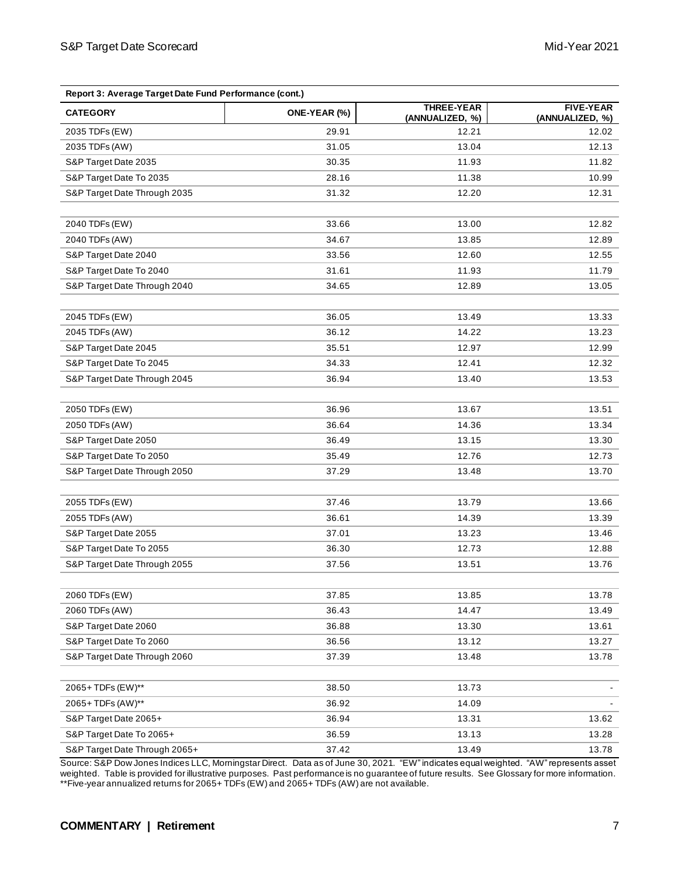**Report 3: Average Target Date Fund Performance (cont.)**

| CATEGORY | ONE-YEAR (%) | THREE-YEAR (ANNUALIZED, %) | FIVE-YEAR (ANNUALIZED, %) |
|---|---|---|---|
| 2035 TDFs (EW) | 29.91 | 12.21 | 12.02 |
| 2035 TDFs (AW) | 31.05 | 13.04 | 12.13 |
| S&P Target Date 2035 | 30.35 | 11.93 | 11.82 |
| S&P Target Date To 2035 | 28.16 | 11.38 | 10.99 |
| S&P Target Date Through 2035 | 31.32 | 12.20 | 12.31 |
| | | | |
| 2040 TDFs (EW) | 33.66 | 13.00 | 12.82 |
| 2040 TDFs (AW) | 34.67 | 13.85 | 12.89 |
| S&P Target Date 2040 | 33.56 | 12.60 | 12.55 |
| S&P Target Date To 2040 | 31.61 | 11.93 | 11.79 |
| S&P Target Date Through 2040 | 34.65 | 12.89 | 13.05 |
| | | | |
| 2045 TDFs (EW) | 36.05 | 13.49 | 13.33 |
| 2045 TDFs (AW) | 36.12 | 14.22 | 13.23 |
| S&P Target Date 2045 | 35.51 | 12.97 | 12.99 |
| S&P Target Date To 2045 | 34.33 | 12.41 | 12.32 |
| S&P Target Date Through 2045 | 36.94 | 13.40 | 13.53 |
| | | | |
| 2050 TDFs (EW) | 36.96 | 13.67 | 13.51 |
| 2050 TDFs (AW) | 36.64 | 14.36 | 13.34 |
| S&P Target Date 2050 | 36.49 | 13.15 | 13.30 |
| S&P Target Date To 2050 | 35.49 | 12.76 | 12.73 |
| S&P Target Date Through 2050 | 37.29 | 13.48 | 13.70 |
| | | | |
| 2055 TDFs (EW) | 37.46 | 13.79 | 13.66 |
| 2055 TDFs (AW) | 36.61 | 14.39 | 13.39 |
| S&P Target Date 2055 | 37.01 | 13.23 | 13.46 |
| S&P Target Date To 2055 | 36.30 | 12.73 | 12.88 |
| S&P Target Date Through 2055 | 37.56 | 13.51 | 13.76 |
| | | | |
| 2060 TDFs (EW) | 37.85 | 13.85 | 13.78 |
| 2060 TDFs (AW) | 36.43 | 14.47 | 13.49 |
| S&P Target Date 2060 | 36.88 | 13.30 | 13.61 |
| S&P Target Date To 2060 | 36.56 | 13.12 | 13.27 |
| S&P Target Date Through 2060 | 37.39 | 13.48 | 13.78 |
| | | | |
| 2065+ TDFs (EW)** | 38.50 | 13.73 | - |
| 2065+ TDFs (AW)** | 36.92 | 14.09 | - |
| S&P Target Date 2065+ | 36.94 | 13.31 | 13.62 |
| S&P Target Date To 2065+ | 36.59 | 13.13 | 13.28 |
| S&P Target Date Through 2065+ | 37.42 | 13.49 | 13.78 |

Source: S&P Dow Jones Indices LLC, Morningstar Direct. Data as of June 30, 2021. "EW" indicates equal weighted. "AW" represents asset weighted. Table is provided for illustrative purposes. Past performance is no guarantee of future results. See Glossary for more information.
**Five-year annualized returns for 2065+ TDFs (EW) and 2065+ TDFs (AW) are not available.

**COMMENTARY | Retirement**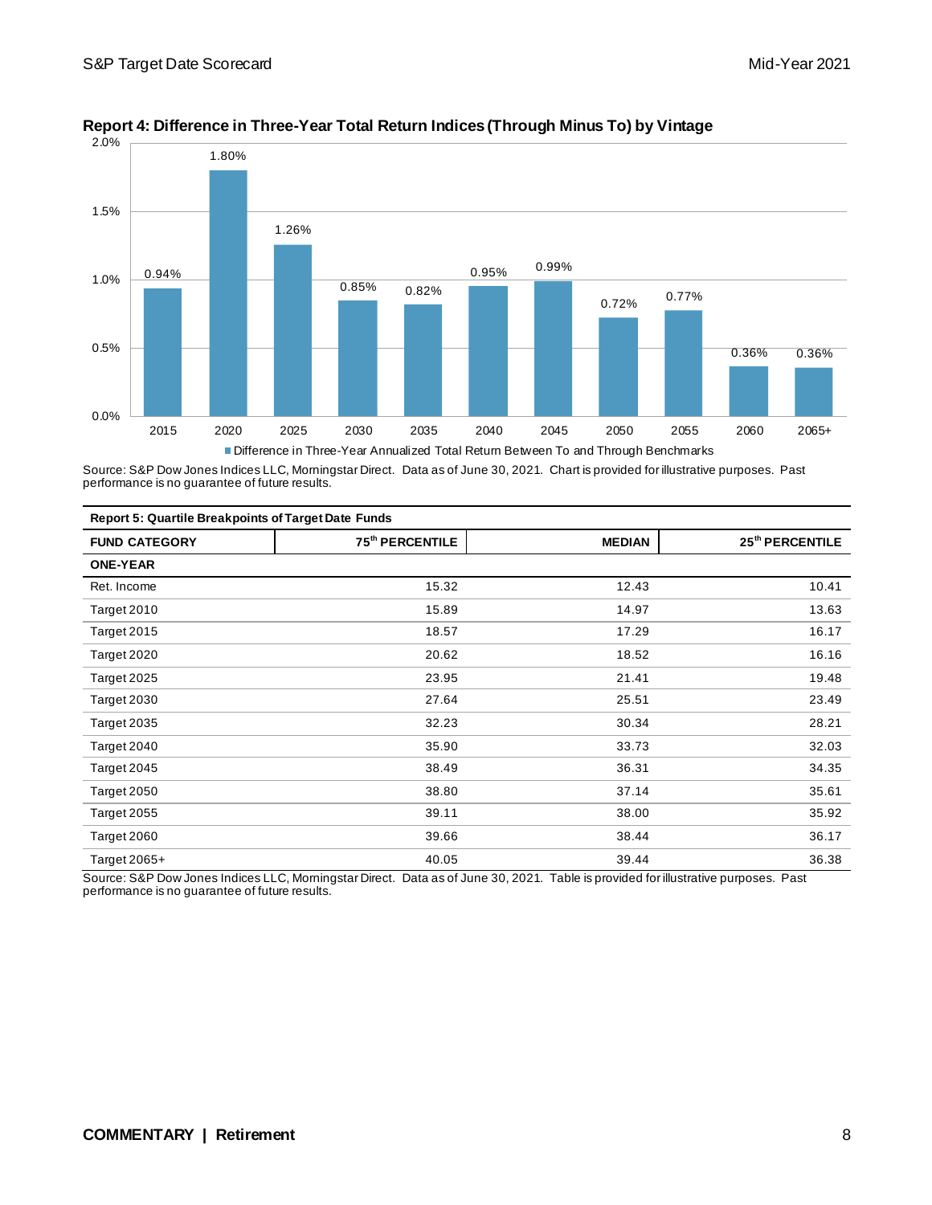**Report 4: Difference in Three-Year Total Return Indices (Through Minus To) by Vintage**

| Vintage | Difference in Three-Year Annualized Total Return Between To and Through Benchmarks |
|---|---|
| 2015 | 0.94% |
| 2020 | 1.80% |
| 2025 | 1.26% |
| 2030 | 0.85% |
| 2035 | 0.82% |
| 2040 | 0.95% |
| 2045 | 0.99% |
| 2050 | 0.72% |
| 2055 | 0.77% |
| 2060 | 0.36% |
| 2065+ | 0.36% |

Source: S&P Dow Jones Indices LLC, Morningstar Direct. Data as of June 30, 2021. Chart is provided for illustrative purposes. Past performance is no guarantee of future results.

**Report 5: Quartile Breakpoints of Target Date Funds**

| FUND CATEGORY | 75th PERCENTILE | MEDIAN | 25th PERCENTILE |
|---|---|---|---|
| **ONE-YEAR** | | | |
| Ret. Income | 15.32 | 12.43 | 10.41 |
| Target 2010 | 15.89 | 14.97 | 13.63 |
| Target 2015 | 18.57 | 17.29 | 16.17 |
| Target 2020 | 20.62 | 18.52 | 16.16 |
| Target 2025 | 23.95 | 21.41 | 19.48 |
| Target 2030 | 27.64 | 25.51 | 23.49 |
| Target 2035 | 32.23 | 30.34 | 28.21 |
| Target 2040 | 35.90 | 33.73 | 32.03 |
| Target 2045 | 38.49 | 36.31 | 34.35 |
| Target 2050 | 38.80 | 37.14 | 35.61 |
| Target 2055 | 39.11 | 38.00 | 35.92 |
| Target 2060 | 39.66 | 38.44 | 36.17 |
| Target 2065+ | 40.05 | 39.44 | 36.38 |

Source: S&P Dow Jones Indices LLC, Morningstar Direct. Data as of June 30, 2021. Table is provided for illustrative purposes. Past performance is no guarantee of future results.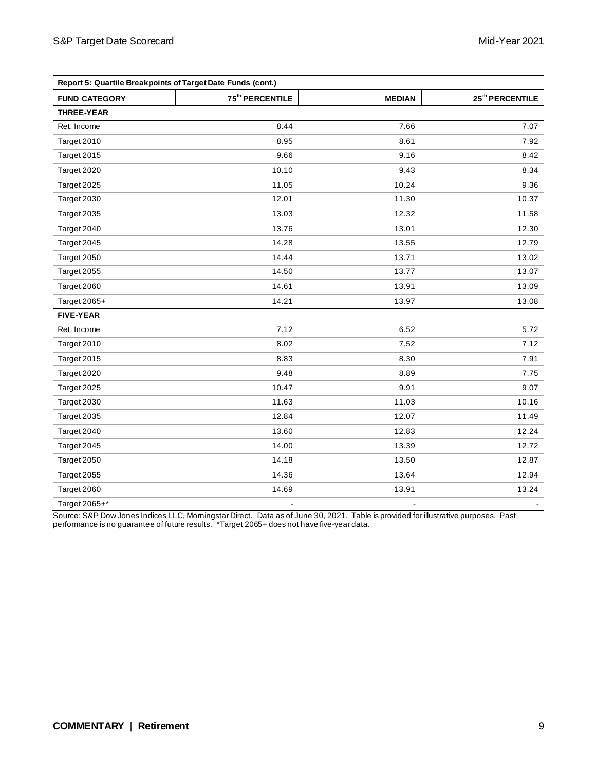| Report 5: Quartile Breakpoints of Target Date Funds (cont.) | | | |
|---|---|---|---|
| **FUND CATEGORY** | **75th PERCENTILE** | **MEDIAN** | **25th PERCENTILE** |
| **THREE-YEAR** | | | |
| Ret. Income | 8.44 | 7.66 | 7.07 |
| Target 2010 | 8.95 | 8.61 | 7.92 |
| Target 2015 | 9.66 | 9.16 | 8.42 |
| Target 2020 | 10.10 | 9.43 | 8.34 |
| Target 2025 | 11.05 | 10.24 | 9.36 |
| Target 2030 | 12.01 | 11.30 | 10.37 |
| Target 2035 | 13.03 | 12.32 | 11.58 |
| Target 2040 | 13.76 | 13.01 | 12.30 |
| Target 2045 | 14.28 | 13.55 | 12.79 |
| Target 2050 | 14.44 | 13.71 | 13.02 |
| Target 2055 | 14.50 | 13.77 | 13.07 |
| Target 2060 | 14.61 | 13.91 | 13.09 |
| Target 2065+ | 14.21 | 13.97 | 13.08 |
| **FIVE-YEAR** | | | |
| Ret. Income | 7.12 | 6.52 | 5.72 |
| Target 2010 | 8.02 | 7.52 | 7.12 |
| Target 2015 | 8.83 | 8.30 | 7.91 |
| Target 2020 | 9.48 | 8.89 | 7.75 |
| Target 2025 | 10.47 | 9.91 | 9.07 |
| Target 2030 | 11.63 | 11.03 | 10.16 |
| Target 2035 | 12.84 | 12.07 | 11.49 |
| Target 2040 | 13.60 | 12.83 | 12.24 |
| Target 2045 | 14.00 | 13.39 | 12.72 |
| Target 2050 | 14.18 | 13.50 | 12.87 |
| Target 2055 | 14.36 | 13.64 | 12.94 |
| Target 2060 | 14.69 | 13.91 | 13.24 |
| Target 2065+* | - | - | - |

Source: S&P Dow Jones Indices LLC, Morningstar Direct. Data as of June 30, 2021. Table is provided for illustrative purposes. Past performance is no guarantee of future results. *Target 2065+ does not have five-year data.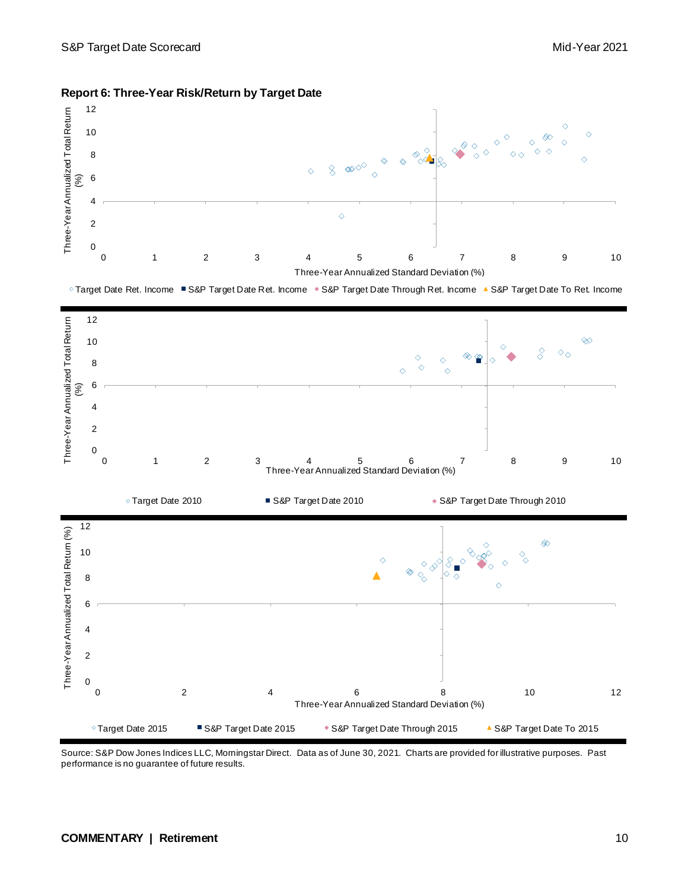## Report 6: Three-Year Risk/Return by Target Date

Three-Year Annualized Total Return (%)

Three-Year Annualized Standard Deviation (%)

◇ Target Date Ret. Income ■ S&P Target Date Ret. Income ◆ S&P Target Date Through Ret. Income ▲ S&P Target Date To Ret. Income

Three-Year Annualized Total Return (%)

Three-Year Annualized Standard Deviation (%)

◇ Target Date 2010 ■ S&P Target Date 2010 ◆ S&P Target Date Through 2010

Three-Year Annualized Total Return (%)

Three-Year Annualized Standard Deviation (%)

◇ Target Date 2015 ■ S&P Target Date 2015 ◆ S&P Target Date Through 2015 ▲ S&P Target Date To 2015

Source: S&P Dow Jones Indices LLC, Morningstar Direct. Data as of June 30, 2021. Charts are provided for illustrative purposes. Past performance is no guarantee of future results.

**COMMENTARY | Retirement**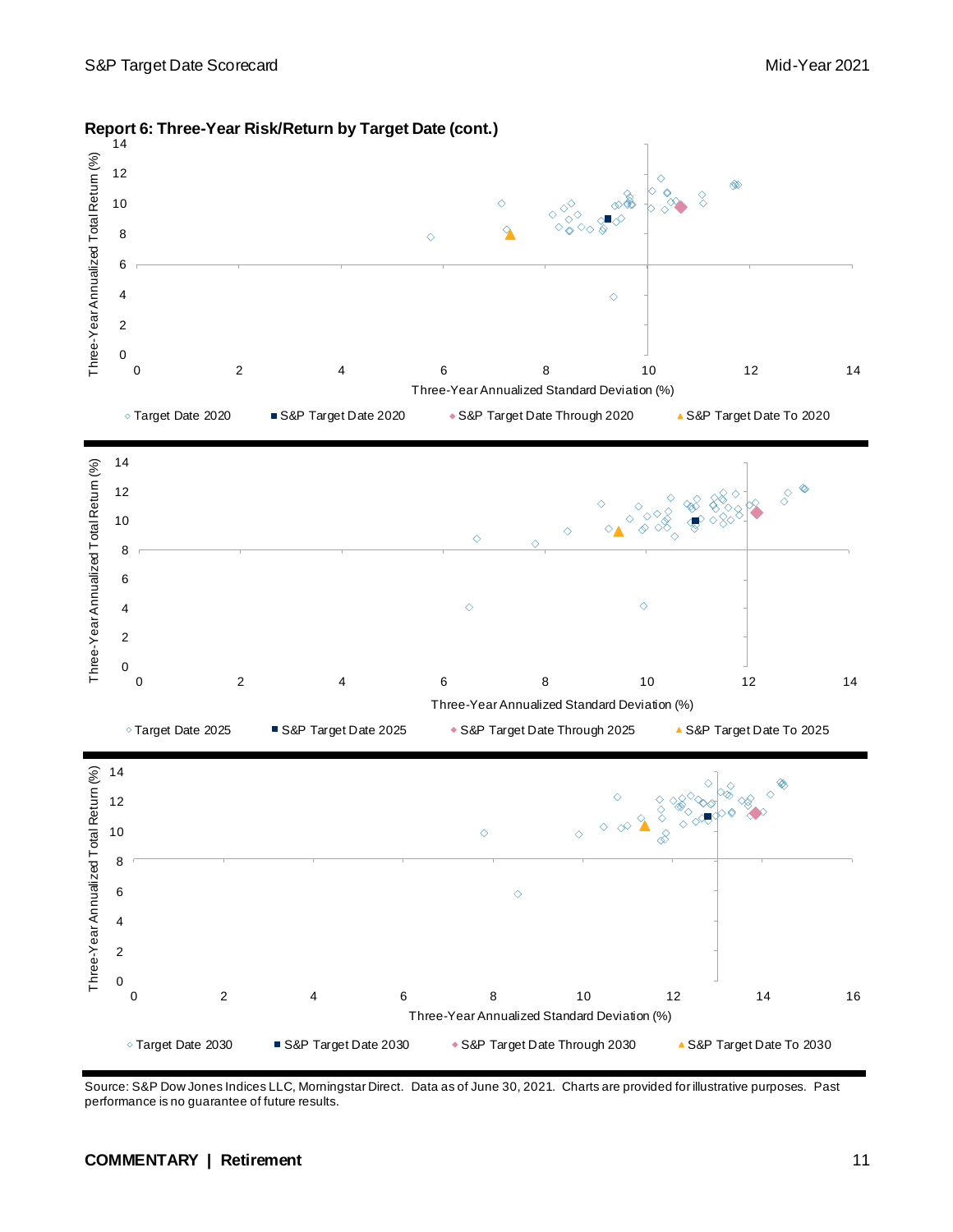### Report 6: Three-Year Risk/Return by Target Date (cont.)

Three-Year Annualized Total Return (%)

Three-Year Annualized Standard Deviation (%)

◇ Target Date 2020 ■ S&P Target Date 2020 ◆ S&P Target Date Through 2020 ▲ S&P Target Date To 2020

Three-Year Annualized Total Return (%)

Three-Year Annualized Standard Deviation (%)

◇ Target Date 2025 ■ S&P Target Date 2025 ◆ S&P Target Date Through 2025 ▲ S&P Target Date To 2025

Three-Year Annualized Total Return (%)

Three-Year Annualized Standard Deviation (%)

◇ Target Date 2030 ■ S&P Target Date 2030 ◆ S&P Target Date Through 2030 ▲ S&P Target Date To 2030

Source: S&P Dow Jones Indices LLC, Morningstar Direct. Data as of June 30, 2021. Charts are provided for illustrative purposes. Past performance is no guarantee of future results.

**COMMENTARY | Retirement**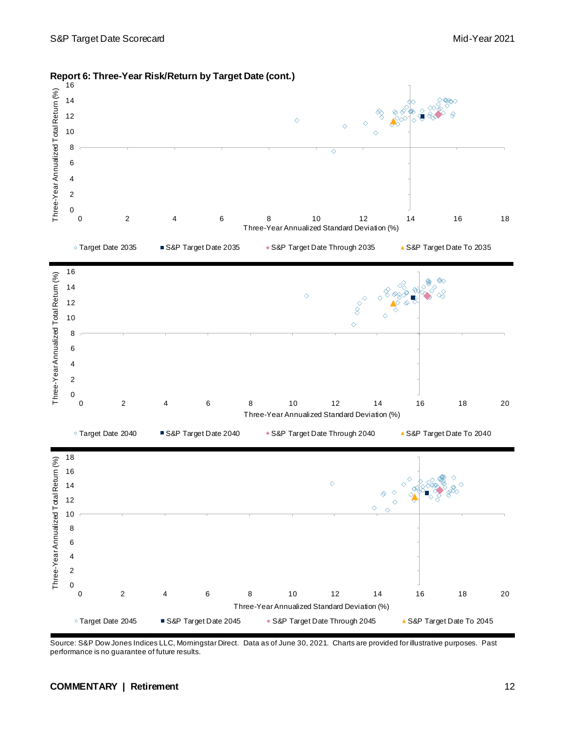## Report 6: Three-Year Risk/Return by Target Date (cont.)

Three-Year Annualized Total Return (%)

Three-Year Annualized Standard Deviation (%)

◇ Target Date 2035 ■ S&P Target Date 2035 ◆ S&P Target Date Through 2035 ▲ S&P Target Date To 2035

Three-Year Annualized Total Return (%)

Three-Year Annualized Standard Deviation (%)

◇ Target Date 2040 ■ S&P Target Date 2040 ◆ S&P Target Date Through 2040 ▲ S&P Target Date To 2040

Three-Year Annualized Total Return (%)

Three-Year Annualized Standard Deviation (%)

◇ Target Date 2045 ■ S&P Target Date 2045 ◆ S&P Target Date Through 2045 ▲ S&P Target Date To 2045

Source: S&P Dow Jones Indices LLC, Morningstar Direct. Data as of June 30, 2021. Charts are provided for illustrative purposes. Past performance is no guarantee of future results.

**COMMENTARY | Retirement**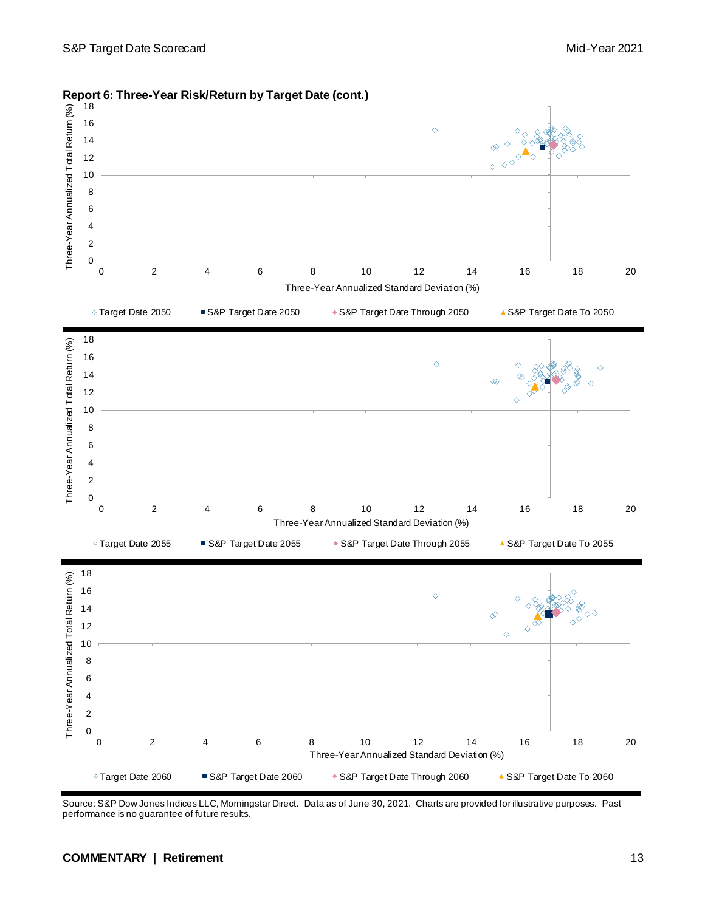**Report 6: Three-Year Risk/Return by Target Date (cont.)**

Three-Year Annualized Total Return (%) vs. Three-Year Annualized Standard Deviation (%)

◇ Target Date 2050 ■ S&P Target Date 2050 ◆ S&P Target Date Through 2050 ▲ S&P Target Date To 2050

Three-Year Annualized Total Return (%) vs. Three-Year Annualized Standard Deviation (%)

◇ Target Date 2055 ■ S&P Target Date 2055 ◆ S&P Target Date Through 2055 ▲ S&P Target Date To 2055

Three-Year Annualized Total Return (%) vs. Three-Year Annualized Standard Deviation (%)

◇ Target Date 2060 ■ S&P Target Date 2060 ◆ S&P Target Date Through 2060 ▲ S&P Target Date To 2060

Source: S&P Dow Jones Indices LLC, Morningstar Direct. Data as of June 30, 2021. Charts are provided for illustrative purposes. Past performance is no guarantee of future results.

**COMMENTARY | Retirement**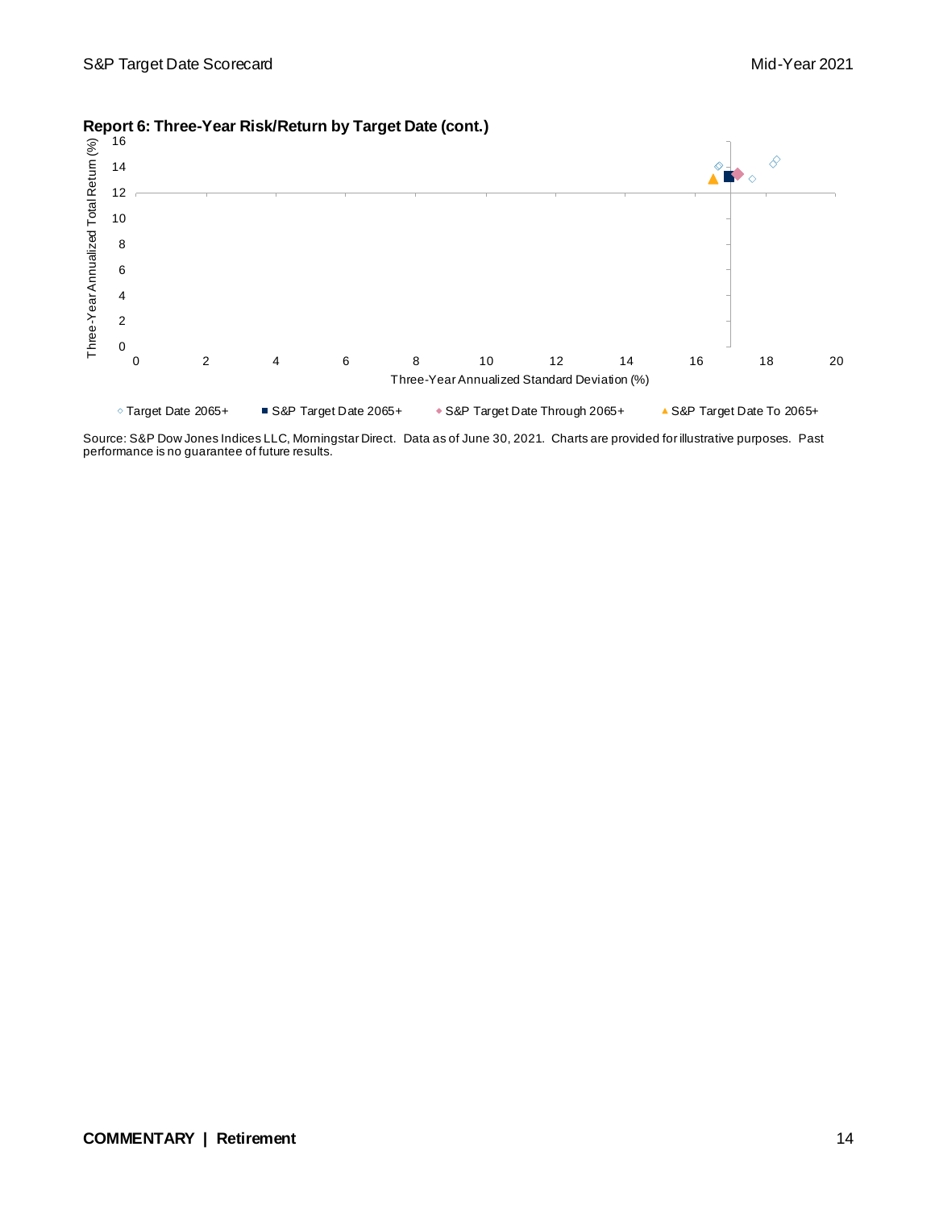**Report 6: Three-Year Risk/Return by Target Date (cont.)**

Three-Year Annualized Total Return (%)

16
14
12
10
8
6
4
2
0

0 2 4 6 8 10 12 14 16 18 20

Three-Year Annualized Standard Deviation (%)

◇ Target Date 2065+ ■ S&P Target Date 2065+ ◆ S&P Target Date Through 2065+ ▲ S&P Target Date To 2065+

Source: S&P Dow Jones Indices LLC, Morningstar Direct. Data as of June 30, 2021. Charts are provided for illustrative purposes. Past performance is no guarantee of future results.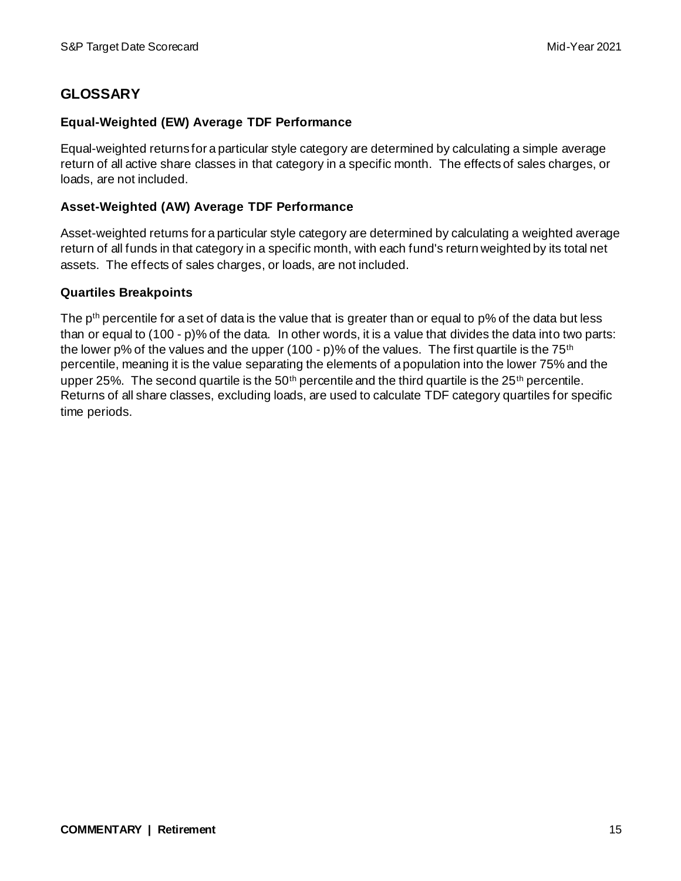## GLOSSARY

### Equal-Weighted (EW) Average TDF Performance

Equal-weighted returns for a particular style category are determined by calculating a simple average return of all active share classes in that category in a specific month. The effects of sales charges, or loads, are not included.

### Asset-Weighted (AW) Average TDF Performance

Asset-weighted returns for a particular style category are determined by calculating a weighted average return of all funds in that category in a specific month, with each fund's return weighted by its total net assets. The effects of sales charges, or loads, are not included.

### Quartiles Breakpoints

The $p^{th}$ percentile for a set of data is the value that is greater than or equal to p% of the data but less than or equal to (100 - p)% of the data. In other words, it is a value that divides the data into two parts: the lower p% of the values and the upper (100 - p)% of the values. The first quartile is the $75^{th}$ percentile, meaning it is the value separating the elements of a population into the lower 75% and the upper 25%. The second quartile is the $50^{th}$ percentile and the third quartile is the $25^{th}$ percentile. Returns of all share classes, excluding loads, are used to calculate TDF category quartiles for specific time periods.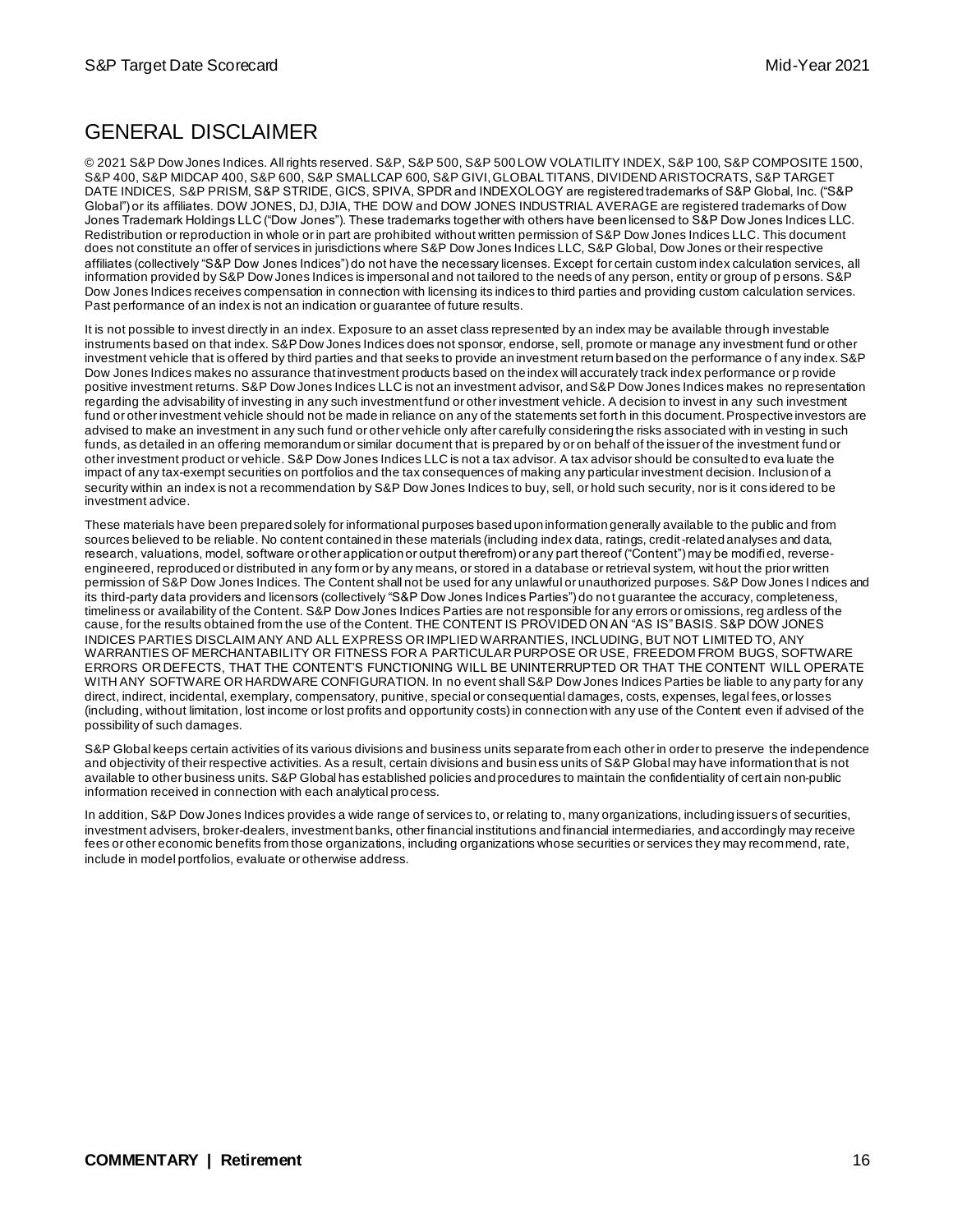## GENERAL DISCLAIMER

© 2021 S&P Dow Jones Indices. All rights reserved. S&P, S&P 500, S&P 500 LOW VOLATILITY INDEX, S&P 100, S&P COMPOSITE 1500, S&P 400, S&P MIDCAP 400, S&P 600, S&P SMALLCAP 600, S&P GIVI, GLOBAL TITANS, DIVIDEND ARISTOCRATS, S&P TARGET DATE INDICES, S&P PRISM, S&P STRIDE, GICS, SPIVA, SPDR and INDEXOLOGY are registered trademarks of S&P Global, Inc. ("S&P Global") or its affiliates. DOW JONES, DJ, DJIA, THE DOW and DOW JONES INDUSTRIAL AVERAGE are registered trademarks of Dow Jones Trademark Holdings LLC ("Dow Jones"). These trademarks together with others have been licensed to S&P Dow Jones Indices LLC. Redistribution or reproduction in whole or in part are prohibited without written permission of S&P Dow Jones Indices LLC. This document does not constitute an offer of services in jurisdictions where S&P Dow Jones Indices LLC, S&P Global, Dow Jones or their respective affiliates (collectively "S&P Dow Jones Indices") do not have the necessary licenses. Except for certain custom index calculation services, all information provided by S&P Dow Jones Indices is impersonal and not tailored to the needs of any person, entity or group of persons. S&P Dow Jones Indices receives compensation in connection with licensing its indices to third parties and providing custom calculation services. Past performance of an index is not an indication or guarantee of future results.

It is not possible to invest directly in an index. Exposure to an asset class represented by an index may be available through investable instruments based on that index. S&P Dow Jones Indices does not sponsor, endorse, sell, promote or manage any investment fund or other investment vehicle that is offered by third parties and that seeks to provide an investment return based on the performance of any index. S&P Dow Jones Indices makes no assurance that investment products based on the index will accurately track index performance or provide positive investment returns. S&P Dow Jones Indices LLC is not an investment advisor, and S&P Dow Jones Indices makes no representation regarding the advisability of investing in any such investment fund or other investment vehicle. A decision to invest in any such investment fund or other investment vehicle should not be made in reliance on any of the statements set forth in this document. Prospective investors are advised to make an investment in any such fund or other vehicle only after carefully considering the risks associated with investing in such funds, as detailed in an offering memorandum or similar document that is prepared by or on behalf of the issuer of the investment fund or other investment product or vehicle. S&P Dow Jones Indices LLC is not a tax advisor. A tax advisor should be consulted to evaluate the impact of any tax-exempt securities on portfolios and the tax consequences of making any particular investment decision. Inclusion of a security within an index is not a recommendation by S&P Dow Jones Indices to buy, sell, or hold such security, nor is it considered to be investment advice.

These materials have been prepared solely for informational purposes based upon information generally available to the public and from sources believed to be reliable. No content contained in these materials (including index data, ratings, credit-related analyses and data, research, valuations, model, software or other application or output therefrom) or any part thereof ("Content") may be modified, reverse-engineered, reproduced or distributed in any form or by any means, or stored in a database or retrieval system, without the prior written permission of S&P Dow Jones Indices. The Content shall not be used for any unlawful or unauthorized purposes. S&P Dow Jones Indices and its third-party data providers and licensors (collectively "S&P Dow Jones Indices Parties") do not guarantee the accuracy, completeness, timeliness or availability of the Content. S&P Dow Jones Indices Parties are not responsible for any errors or omissions, regardless of the cause, for the results obtained from the use of the Content. THE CONTENT IS PROVIDED ON AN "AS IS" BASIS. S&P DOW JONES INDICES PARTIES DISCLAIM ANY AND ALL EXPRESS OR IMPLIED WARRANTIES, INCLUDING, BUT NOT LIMITED TO, ANY WARRANTIES OF MERCHANTABILITY OR FITNESS FOR A PARTICULAR PURPOSE OR USE, FREEDOM FROM BUGS, SOFTWARE ERRORS OR DEFECTS, THAT THE CONTENT'S FUNCTIONING WILL BE UNINTERRUPTED OR THAT THE CONTENT WILL OPERATE WITH ANY SOFTWARE OR HARDWARE CONFIGURATION. In no event shall S&P Dow Jones Indices Parties be liable to any party for any direct, indirect, incidental, exemplary, compensatory, punitive, special or consequential damages, costs, expenses, legal fees, or losses (including, without limitation, lost income or lost profits and opportunity costs) in connection with any use of the Content even if advised of the possibility of such damages.

S&P Global keeps certain activities of its various divisions and business units separate from each other in order to preserve the independence and objectivity of their respective activities. As a result, certain divisions and business units of S&P Global may have information that is not available to other business units. S&P Global has established policies and procedures to maintain the confidentiality of certain non-public information received in connection with each analytical process.

In addition, S&P Dow Jones Indices provides a wide range of services to, or relating to, many organizations, including issuers of securities, investment advisers, broker-dealers, investment banks, other financial institutions and financial intermediaries, and accordingly may receive fees or other economic benefits from those organizations, including organizations whose securities or services they may recommend, rate, include in model portfolios, evaluate or otherwise address.